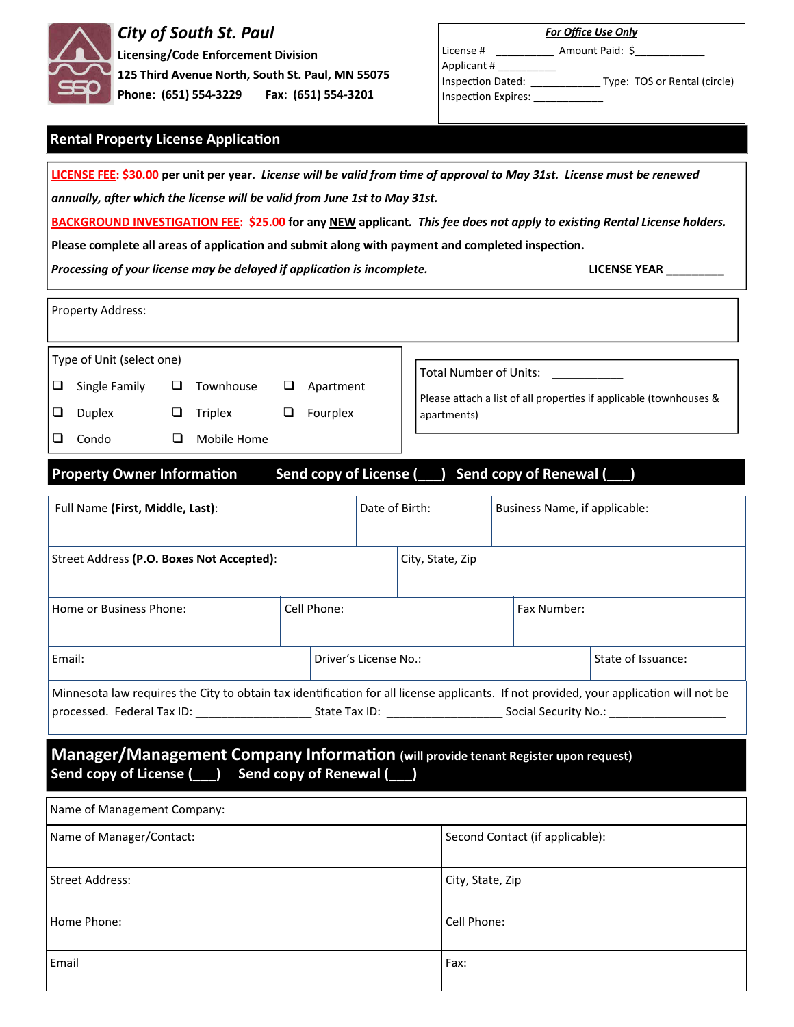**City of South St. Paul**

**Licensing/Code Enforcement Division**

**125 Third Avenue North, South St. Paul, MN 55075**

**Phone: (651) 554-3229    Fax: (651) 554-3201**

***For Office Use Only***

License # __________ Amount Paid: $____________

Applicant # __________

Inspection Dated: ____________ Type: TOS or Rental (circle)

Inspection Expires: ____________

## Rental Property License Application

**LICENSE FEE: $30.00 per unit per year.** ***License will be valid from time of approval to May 31st. License must be renewed annually, after which the license will be valid from June 1st to May 31st.***

**BACKGROUND INVESTIGATION FEE: $25.00 for any NEW applicant.** ***This fee does not apply to existing Rental License holders.***

**Please complete all areas of application and submit along with payment and completed inspection.**

***Processing of your license may be delayed if application is incomplete.*** **LICENSE YEAR _________**

Property Address:

Type of Unit (select one)

- ❑ Single Family ❑ Townhouse ❑ Apartment
- ❑ Duplex ❑ Triplex ❑ Fourplex
- ❑ Condo ❑ Mobile Home

Total Number of Units: ___________

Please attach a list of all properties if applicable (townhouses & apartments)

## Property Owner Information   Send copy of License (___)   Send copy of Renewal (___)

| Full Name **(First, Middle, Last)**: | Date of Birth: | Business Name, if applicable: |
|---|---|---|
| Street Address **(P.O. Boxes Not Accepted)**: | City, State, Zip | |
| Home or Business Phone: | Cell Phone: | Fax Number: |
| Email: | Driver's License No.: | State of Issuance: |

Minnesota law requires the City to obtain tax identification for all license applicants. If not provided, your application will not be processed. Federal Tax ID: __________________ State Tax ID: __________________ Social Security No.: __________________

## Manager/Management Company Information (will provide tenant Register upon request)

**Send copy of License (___)   Send copy of Renewal (___)**

| Name of Management Company: | |
|---|---|
| Name of Manager/Contact: | Second Contact (if applicable): |
| Street Address: | City, State, Zip |
| Home Phone: | Cell Phone: |
| Email | Fax: |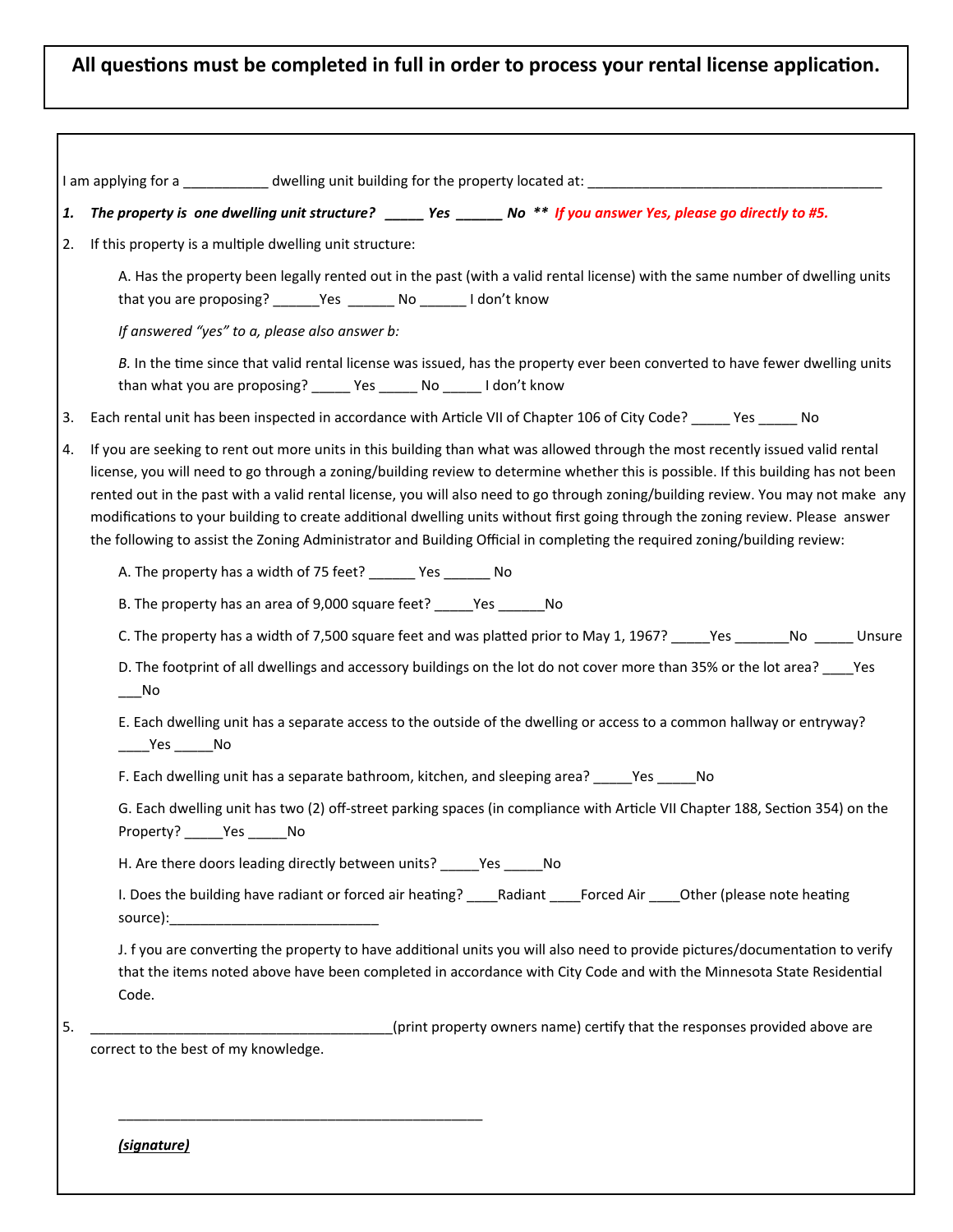**All questions must be completed in full in order to process your rental license application.**

I am applying for a ___________ dwelling unit building for the property located at: ________________________________________

1. ***The property is one dwelling unit structure? _____ Yes ______ No \*\* If you answer Yes, please go directly to #5.***

2. If this property is a multiple dwelling unit structure:

   A. Has the property been legally rented out in the past (with a valid rental license) with the same number of dwelling units that you are proposing? ______Yes ______ No ______ I don't know

   *If answered "yes" to a, please also answer b:*

   *B.* In the time since that valid rental license was issued, has the property ever been converted to have fewer dwelling units than what you are proposing? _____ Yes _____ No _____ I don't know

3. Each rental unit has been inspected in accordance with Article VII of Chapter 106 of City Code? _____ Yes _____ No

4. If you are seeking to rent out more units in this building than what was allowed through the most recently issued valid rental license, you will need to go through a zoning/building review to determine whether this is possible. If this building has not been rented out in the past with a valid rental license, you will also need to go through zoning/building review. You may not make any modifications to your building to create additional dwelling units without first going through the zoning review. Please answer the following to assist the Zoning Administrator and Building Official in completing the required zoning/building review:

   A. The property has a width of 75 feet? ______ Yes ______ No

   B. The property has an area of 9,000 square feet? _____Yes ______No

   C. The property has a width of 7,500 square feet and was platted prior to May 1, 1967? _____Yes _______No _____ Unsure

   D. The footprint of all dwellings and accessory buildings on the lot do not cover more than 35% or the lot area? ____Yes ___No

   E. Each dwelling unit has a separate access to the outside of the dwelling or access to a common hallway or entryway? ____Yes _____No

   F. Each dwelling unit has a separate bathroom, kitchen, and sleeping area? _____Yes _____No

   G. Each dwelling unit has two (2) off-street parking spaces (in compliance with Article VII Chapter 188, Section 354) on the Property? _____Yes _____No

   H. Are there doors leading directly between units? _____Yes _____No

   I. Does the building have radiant or forced air heating? ____Radiant ____Forced Air ____Other (please note heating source):___________________________

   J. f you are converting the property to have additional units you will also need to provide pictures/documentation to verify that the items noted above have been completed in accordance with City Code and with the Minnesota State Residential Code.

5. ________________________________________(print property owners name) certify that the responses provided above are correct to the best of my knowledge.

________________________________________________

***(signature)***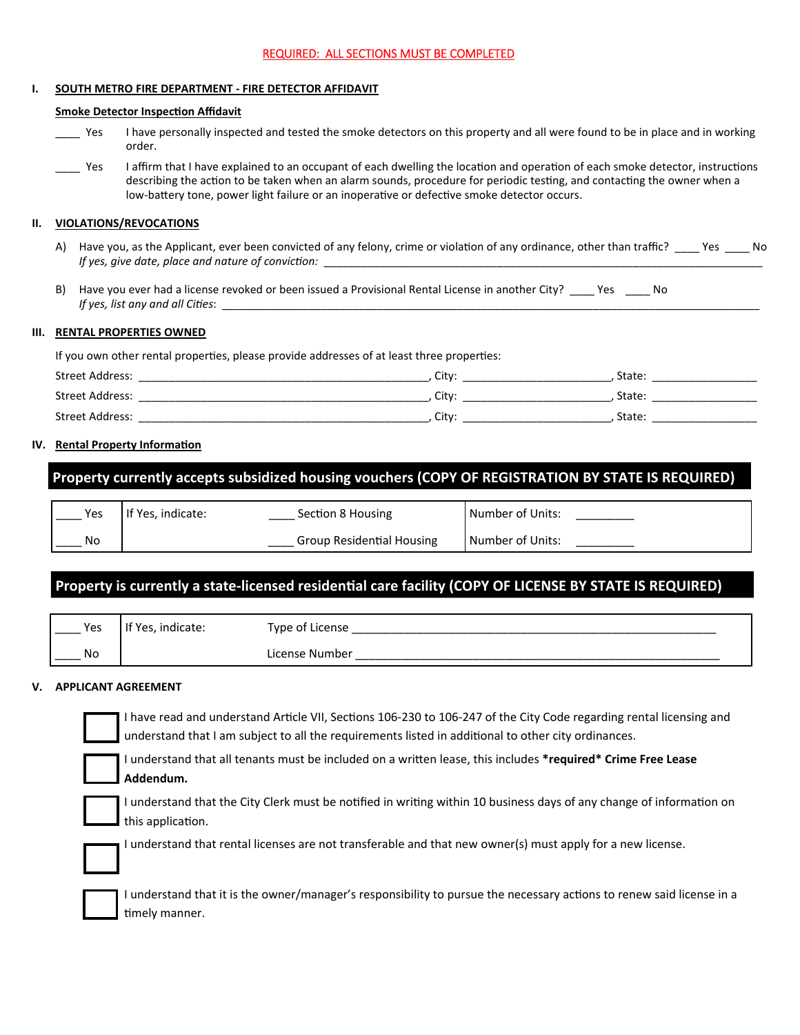REQUIRED: ALL SECTIONS MUST BE COMPLETED

## I. SOUTH METRO FIRE DEPARTMENT - FIRE DETECTOR AFFIDAVIT

**Smoke Detector Inspection Affidavit**

____ Yes I have personally inspected and tested the smoke detectors on this property and all were found to be in place and in working order.

____ Yes I affirm that I have explained to an occupant of each dwelling the location and operation of each smoke detector, instructions describing the action to be taken when an alarm sounds, procedure for periodic testing, and contacting the owner when a low-battery tone, power light failure or an inoperative or defective smoke detector occurs.

## II. VIOLATIONS/REVOCATIONS

A) Have you, as the Applicant, ever been convicted of any felony, crime or violation of any ordinance, other than traffic? ____ Yes ____ No
*If yes, give date, place and nature of conviction:* ______________________________________________________________________

B) Have you ever had a license revoked or been issued a Provisional Rental License in another City? ____ Yes ____ No
*If yes, list any and all Cities*: ______________________________________________________________________

## III. RENTAL PROPERTIES OWNED

If you own other rental properties, please provide addresses of at least three properties:

Street Address: ____________________________________________, City: ______________________, State: ________________

Street Address: ____________________________________________, City: ______________________, State: ________________

Street Address: ____________________________________________, City: ______________________, State: ________________

## IV. Rental Property Information

**Property currently accepts subsidized housing vouchers (COPY OF REGISTRATION BY STATE IS REQUIRED)**

| | | | |
|---|---|---|---|
| ____ Yes | If Yes, indicate: | ____ Section 8 Housing | Number of Units: _________ |
| ____ No | | ____ Group Residential Housing | Number of Units: _________ |

**Property is currently a state-licensed residential care facility (COPY OF LICENSE BY STATE IS REQUIRED)**

| | | |
|---|---|---|
| ____ Yes | If Yes, indicate: | Type of License ________________________________________________________ |
| ____ No | | License Number ________________________________________________________ |

## V. APPLICANT AGREEMENT

☐ I have read and understand Article VII, Sections 106-230 to 106-247 of the City Code regarding rental licensing and understand that I am subject to all the requirements listed in additional to other city ordinances.

☐ I understand that all tenants must be included on a written lease, this includes ***required* Crime Free Lease Addendum.**

☐ I understand that the City Clerk must be notified in writing within 10 business days of any change of information on this application.

☐ I understand that rental licenses are not transferable and that new owner(s) must apply for a new license.

☐ I understand that it is the owner/manager's responsibility to pursue the necessary actions to renew said license in a timely manner.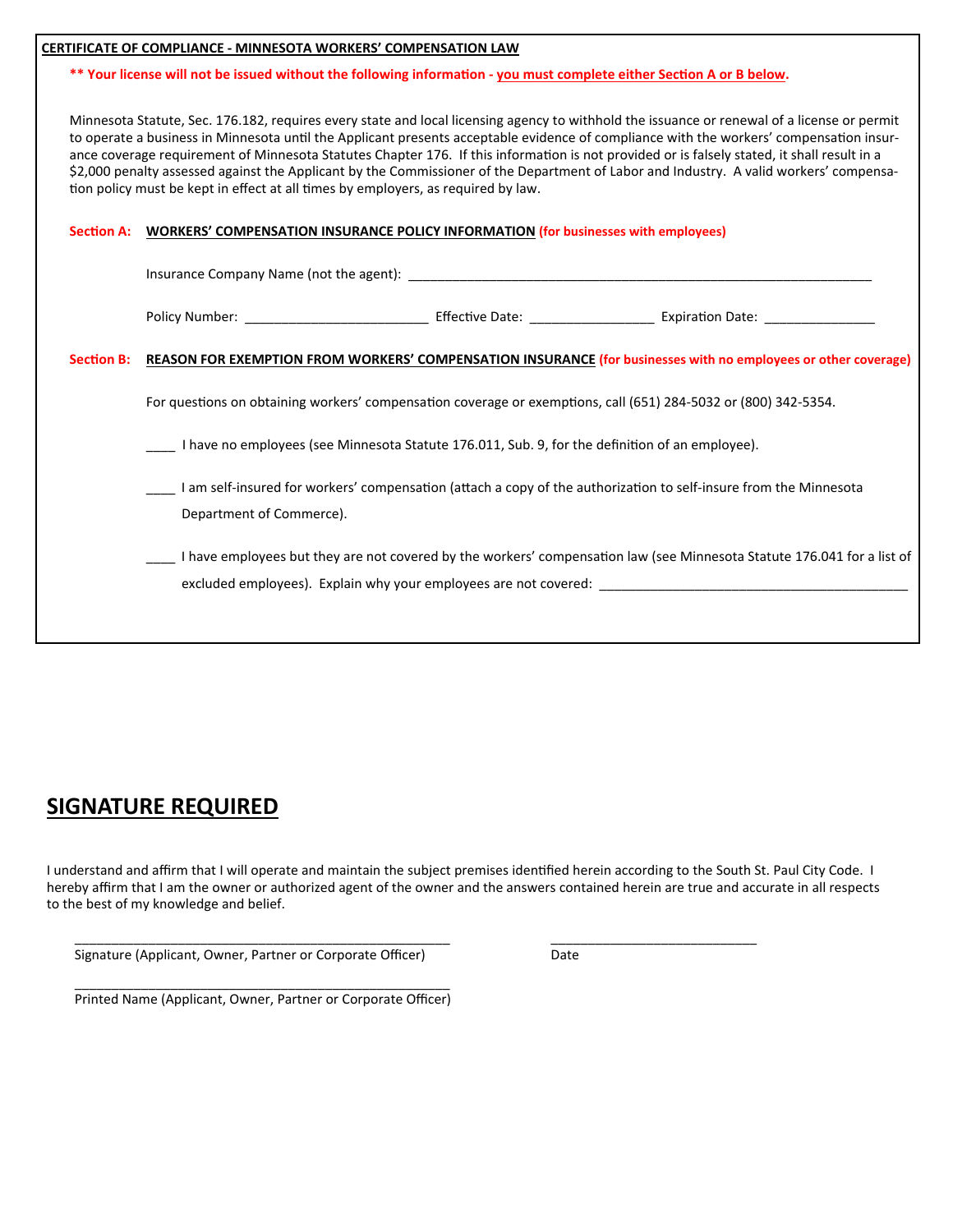**CERTIFICATE OF COMPLIANCE - MINNESOTA WORKERS' COMPENSATION LAW**

**\*\* Your license will not be issued without the following information - you must complete either Section A or B below.**

Minnesota Statute, Sec. 176.182, requires every state and local licensing agency to withhold the issuance or renewal of a license or permit to operate a business in Minnesota until the Applicant presents acceptable evidence of compliance with the workers' compensation insurance coverage requirement of Minnesota Statutes Chapter 176. If this information is not provided or is falsely stated, it shall result in a $2,000 penalty assessed against the Applicant by the Commissioner of the Department of Labor and Industry. A valid workers' compensation policy must be kept in effect at all times by employers, as required by law.

**Section A:** **WORKERS' COMPENSATION INSURANCE POLICY INFORMATION** **(for businesses with employees)**

Insurance Company Name (not the agent): ______________________________________________

Policy Number: ______________________ Effective Date: _______________ Expiration Date: _____________

**Section B:** **REASON FOR EXEMPTION FROM WORKERS' COMPENSATION INSURANCE** **(for businesses with no employees or other coverage)**

For questions on obtaining workers' compensation coverage or exemptions, call (651) 284-5032 or (800) 342-5354.

____ I have no employees (see Minnesota Statute 176.011, Sub. 9, for the definition of an employee).

____ I am self-insured for workers' compensation (attach a copy of the authorization to self-insure from the Minnesota Department of Commerce).

____ I have employees but they are not covered by the workers' compensation law (see Minnesota Statute 176.041 for a list of excluded employees). Explain why your employees are not covered: ________________________________

## SIGNATURE REQUIRED

I understand and affirm that I will operate and maintain the subject premises identified herein according to the South St. Paul City Code. I hereby affirm that I am the owner or authorized agent of the owner and the answers contained herein are true and accurate in all respects to the best of my knowledge and belief.

______________________________________ ________________________

Signature (Applicant, Owner, Partner or Corporate Officer) Date

______________________________________

Printed Name (Applicant, Owner, Partner or Corporate Officer)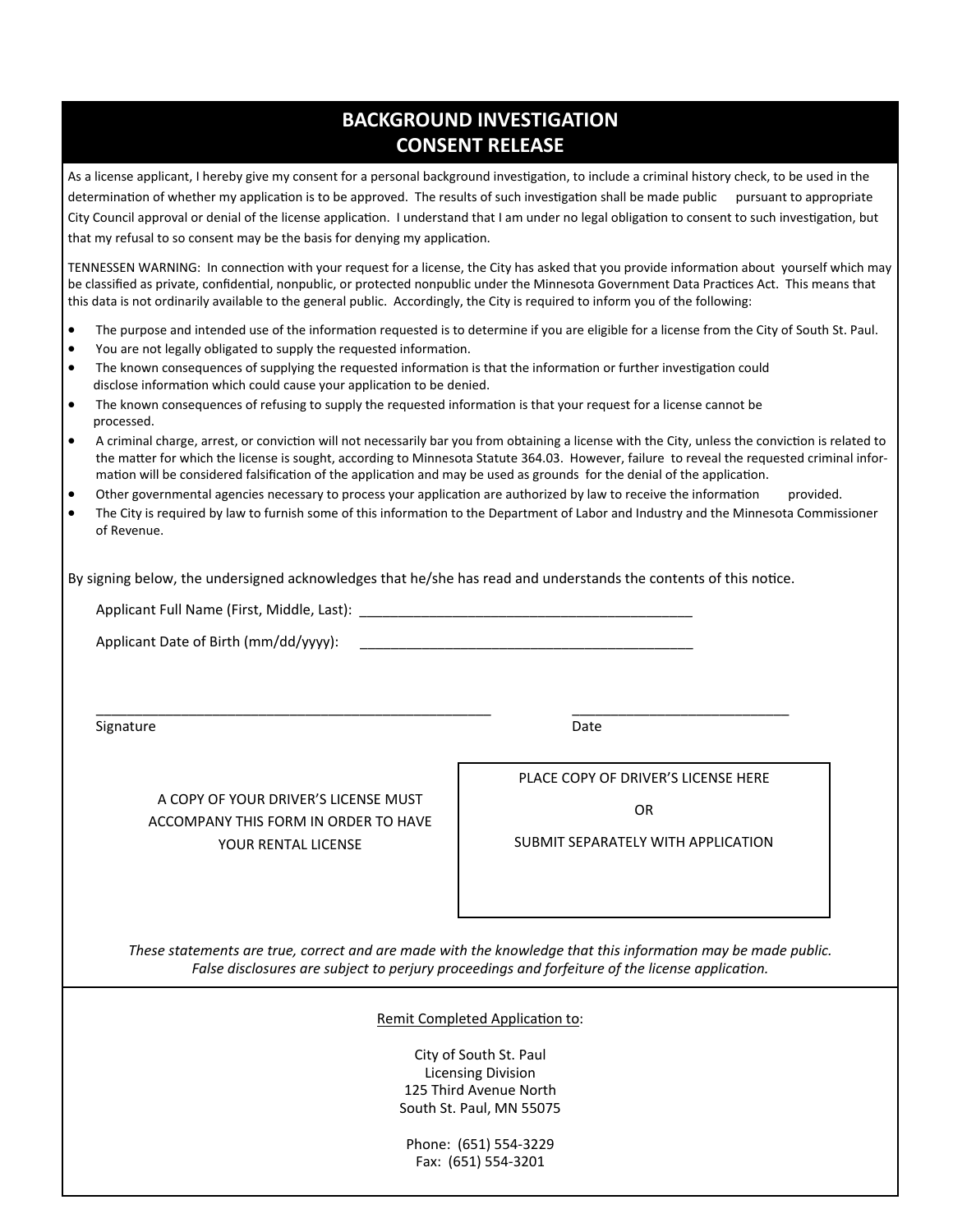# BACKGROUND INVESTIGATION CONSENT RELEASE

As a license applicant, I hereby give my consent for a personal background investigation, to include a criminal history check, to be used in the determination of whether my application is to be approved. The results of such investigation shall be made public pursuant to appropriate City Council approval or denial of the license application. I understand that I am under no legal obligation to consent to such investigation, but that my refusal to so consent may be the basis for denying my application.

TENNESSEN WARNING: In connection with your request for a license, the City has asked that you provide information about yourself which may be classified as private, confidential, nonpublic, or protected nonpublic under the Minnesota Government Data Practices Act. This means that this data is not ordinarily available to the general public. Accordingly, the City is required to inform you of the following:

- The purpose and intended use of the information requested is to determine if you are eligible for a license from the City of South St. Paul.
- You are not legally obligated to supply the requested information.
- The known consequences of supplying the requested information is that the information or further investigation could disclose information which could cause your application to be denied.
- The known consequences of refusing to supply the requested information is that your request for a license cannot be processed.
- A criminal charge, arrest, or conviction will not necessarily bar you from obtaining a license with the City, unless the conviction is related to the matter for which the license is sought, according to Minnesota Statute 364.03. However, failure to reveal the requested criminal information will be considered falsification of the application and may be used as grounds for the denial of the application.
- Other governmental agencies necessary to process your application are authorized by law to receive the information provided.
- The City is required by law to furnish some of this information to the Department of Labor and Industry and the Minnesota Commissioner of Revenue.

By signing below, the undersigned acknowledges that he/she has read and understands the contents of this notice.

Applicant Full Name (First, Middle, Last): ___________________________________________

Applicant Date of Birth (mm/dd/yyyy): ___________________________________________

_____________________________________________________ ____________________________

Signature Date

A COPY OF YOUR DRIVER'S LICENSE MUST ACCOMPANY THIS FORM IN ORDER TO HAVE YOUR RENTAL LICENSE

PLACE COPY OF DRIVER'S LICENSE HERE

OR

SUBMIT SEPARATELY WITH APPLICATION

*These statements are true, correct and are made with the knowledge that this information may be made public. False disclosures are subject to perjury proceedings and forfeiture of the license application.*

Remit Completed Application to:

City of South St. Paul
Licensing Division
125 Third Avenue North
South St. Paul, MN 55075

Phone: (651) 554-3229
Fax: (651) 554-3201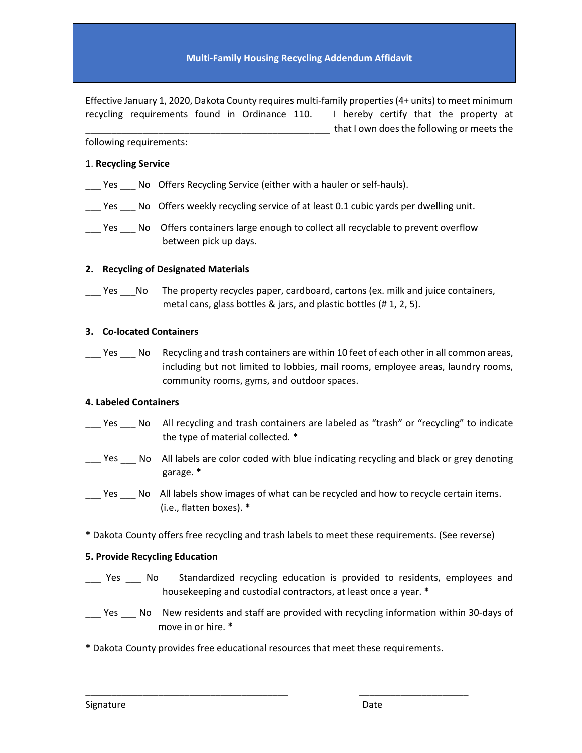# Multi-Family Housing Recycling Addendum Affidavit

Effective January 1, 2020, Dakota County requires multi-family properties (4+ units) to meet minimum recycling requirements found in Ordinance 110. I hereby certify that the property at \_\_\_\_\_\_\_\_\_\_\_\_\_\_\_\_\_\_\_\_\_\_\_\_\_\_\_\_\_\_\_\_\_\_\_\_\_\_\_\_\_\_\_\_\_\_ that I own does the following or meets the following requirements:

1. **Recycling Service**

\_\_\_ Yes \_\_\_ No Offers Recycling Service (either with a hauler or self-hauls).

\_\_\_ Yes \_\_\_ No Offers weekly recycling service of at least 0.1 cubic yards per dwelling unit.

\_\_\_ Yes \_\_\_ No Offers containers large enough to collect all recyclable to prevent overflow between pick up days.

**2. Recycling of Designated Materials**

\_\_\_ Yes \_\_\_No The property recycles paper, cardboard, cartons (ex. milk and juice containers, metal cans, glass bottles & jars, and plastic bottles (# 1, 2, 5).

**3. Co-located Containers**

\_\_\_ Yes \_\_\_ No Recycling and trash containers are within 10 feet of each other in all common areas, including but not limited to lobbies, mail rooms, employee areas, laundry rooms, community rooms, gyms, and outdoor spaces.

**4. Labeled Containers**

\_\_\_ Yes \_\_\_ No All recycling and trash containers are labeled as "trash" or "recycling" to indicate the type of material collected. *

\_\_\_ Yes \_\_\_ No All labels are color coded with blue indicating recycling and black or grey denoting garage. *

\_\_\_ Yes \_\_\_ No All labels show images of what can be recycled and how to recycle certain items. (i.e., flatten boxes). *

\* Dakota County offers free recycling and trash labels to meet these requirements. (See reverse)

**5. Provide Recycling Education**

\_\_\_ Yes \_\_\_ No Standardized recycling education is provided to residents, employees and housekeeping and custodial contractors, at least once a year. *

\_\_\_ Yes \_\_\_ No New residents and staff are provided with recycling information within 30-days of move in or hire. *

\* Dakota County provides free educational resources that meet these requirements.

\_\_\_\_\_\_\_\_\_\_\_\_\_\_\_\_\_\_\_\_\_\_\_\_\_\_\_\_\_\_\_\_\_\_\_\_\_\_\_\_ \_\_\_\_\_\_\_\_\_\_\_\_\_\_\_\_\_\_\_\_\_\_

Signature Date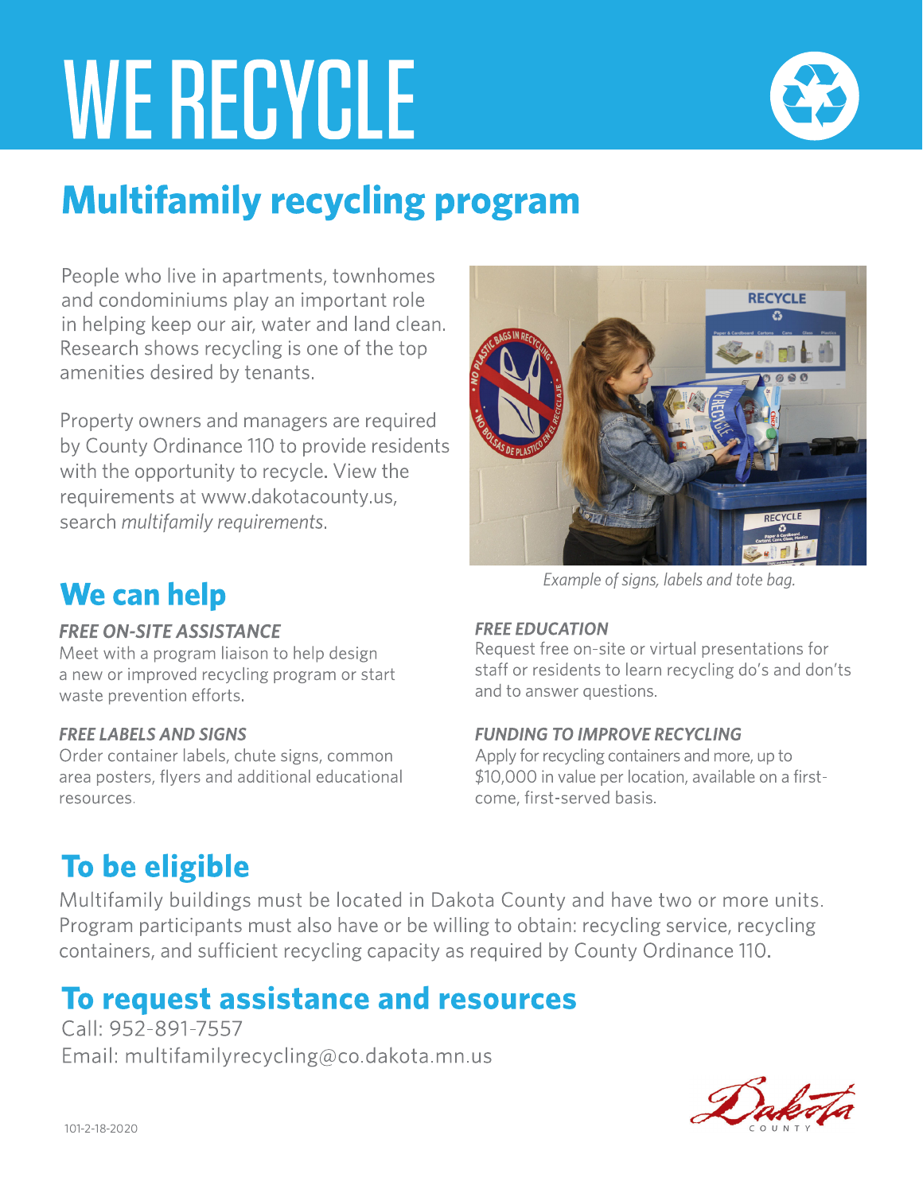# WE RECYCLE

## Multifamily recycling program

People who live in apartments, townhomes and condominiums play an important role in helping keep our air, water and land clean. Research shows recycling is one of the top amenities desired by tenants.

Property owners and managers are required by County Ordinance 110 to provide residents with the opportunity to recycle. View the requirements at www.dakotacounty.us, search *multifamily requirements*.

*Example of signs, labels and tote bag.*

## We can help

***FREE ON-SITE ASSISTANCE***
Meet with a program liaison to help design a new or improved recycling program or start waste prevention efforts.

***FREE LABELS AND SIGNS***
Order container labels, chute signs, common area posters, flyers and additional educational resources.

***FREE EDUCATION***
Request free on-site or virtual presentations for staff or residents to learn recycling do's and don'ts and to answer questions.

***FUNDING TO IMPROVE RECYCLING***
Apply for recycling containers and more, up to $10,000 in value per location, available on a first-come, first-served basis.

## To be eligible

Multifamily buildings must be located in Dakota County and have two or more units. Program participants must also have or be willing to obtain: recycling service, recycling containers, and sufficient recycling capacity as required by County Ordinance 110.

## To request assistance and resources

Call: 952-891-7557
Email: multifamilyrecycling@co.dakota.mn.us

Dakota County

101-2-18-2020